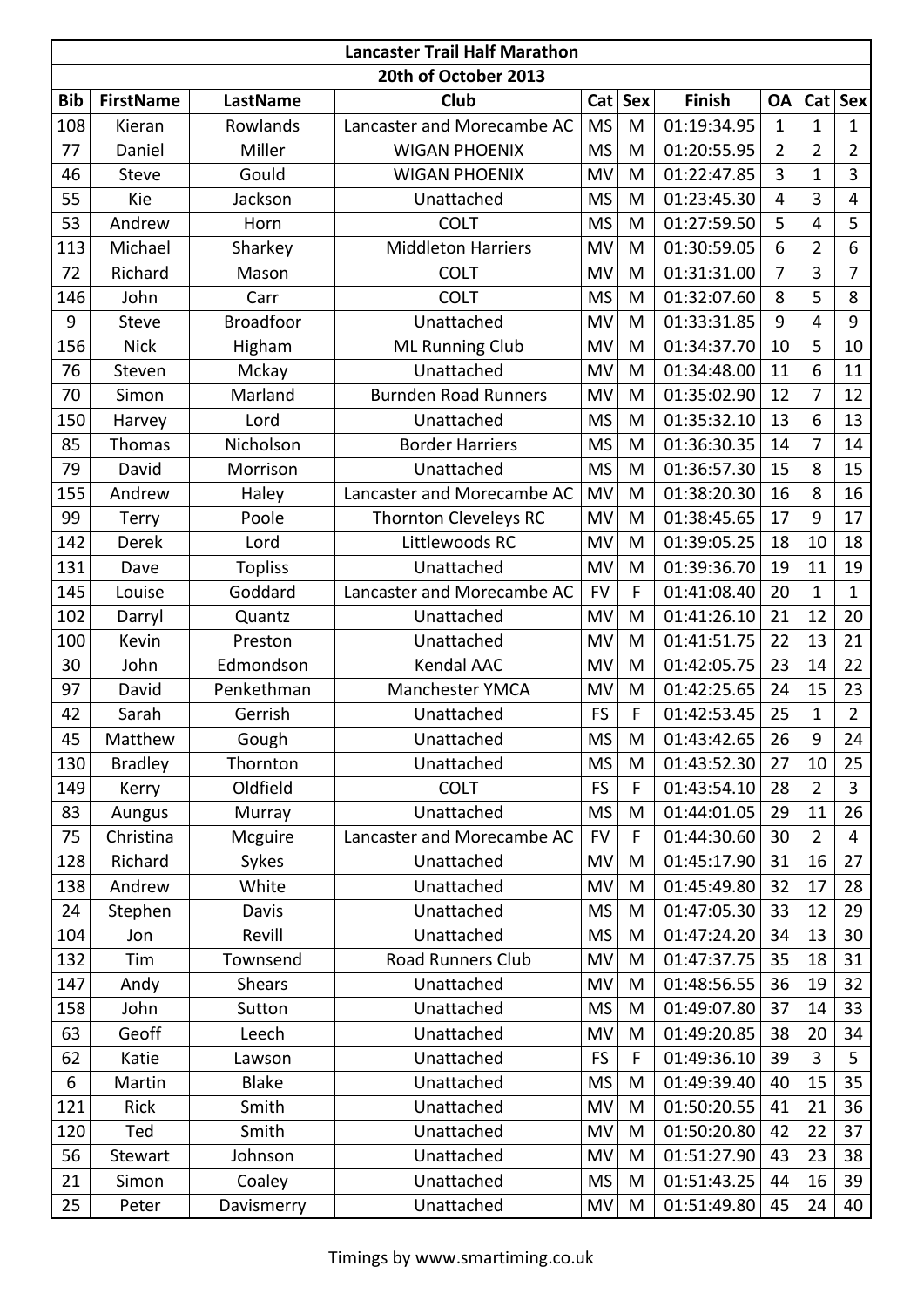# Lancaster Trail Half Marathon

## 20th of October 2013

| Bib | FirstName | LastName | Club | Cat | Sex | Finish | OA | Cat | Sex |
|---|---|---|---|---|---|---|---|---|---|
| 108 | Kieran | Rowlands | Lancaster and Morecambe AC | MS | M | 01:19:34.95 | 1 | 1 | 1 |
| 77 | Daniel | Miller | WIGAN PHOENIX | MS | M | 01:20:55.95 | 2 | 2 | 2 |
| 46 | Steve | Gould | WIGAN PHOENIX | MV | M | 01:22:47.85 | 3 | 1 | 3 |
| 55 | Kie | Jackson | Unattached | MS | M | 01:23:45.30 | 4 | 3 | 4 |
| 53 | Andrew | Horn | COLT | MS | M | 01:27:59.50 | 5 | 4 | 5 |
| 113 | Michael | Sharkey | Middleton Harriers | MV | M | 01:30:59.05 | 6 | 2 | 6 |
| 72 | Richard | Mason | COLT | MV | M | 01:31:31.00 | 7 | 3 | 7 |
| 146 | John | Carr | COLT | MS | M | 01:32:07.60 | 8 | 5 | 8 |
| 9 | Steve | Broadfoor | Unattached | MV | M | 01:33:31.85 | 9 | 4 | 9 |
| 156 | Nick | Higham | ML Running Club | MV | M | 01:34:37.70 | 10 | 5 | 10 |
| 76 | Steven | Mckay | Unattached | MV | M | 01:34:48.00 | 11 | 6 | 11 |
| 70 | Simon | Marland | Burnden Road Runners | MV | M | 01:35:02.90 | 12 | 7 | 12 |
| 150 | Harvey | Lord | Unattached | MS | M | 01:35:32.10 | 13 | 6 | 13 |
| 85 | Thomas | Nicholson | Border Harriers | MS | M | 01:36:30.35 | 14 | 7 | 14 |
| 79 | David | Morrison | Unattached | MS | M | 01:36:57.30 | 15 | 8 | 15 |
| 155 | Andrew | Haley | Lancaster and Morecambe AC | MV | M | 01:38:20.30 | 16 | 8 | 16 |
| 99 | Terry | Poole | Thornton Cleveleys RC | MV | M | 01:38:45.65 | 17 | 9 | 17 |
| 142 | Derek | Lord | Littlewoods RC | MV | M | 01:39:05.25 | 18 | 10 | 18 |
| 131 | Dave | Topliss | Unattached | MV | M | 01:39:36.70 | 19 | 11 | 19 |
| 145 | Louise | Goddard | Lancaster and Morecambe AC | FV | F | 01:41:08.40 | 20 | 1 | 1 |
| 102 | Darryl | Quantz | Unattached | MV | M | 01:41:26.10 | 21 | 12 | 20 |
| 100 | Kevin | Preston | Unattached | MV | M | 01:41:51.75 | 22 | 13 | 21 |
| 30 | John | Edmondson | Kendal AAC | MV | M | 01:42:05.75 | 23 | 14 | 22 |
| 97 | David | Penkethman | Manchester YMCA | MV | M | 01:42:25.65 | 24 | 15 | 23 |
| 42 | Sarah | Gerrish | Unattached | FS | F | 01:42:53.45 | 25 | 1 | 2 |
| 45 | Matthew | Gough | Unattached | MS | M | 01:43:42.65 | 26 | 9 | 24 |
| 130 | Bradley | Thornton | Unattached | MS | M | 01:43:52.30 | 27 | 10 | 25 |
| 149 | Kerry | Oldfield | COLT | FS | F | 01:43:54.10 | 28 | 2 | 3 |
| 83 | Aungus | Murray | Unattached | MS | M | 01:44:01.05 | 29 | 11 | 26 |
| 75 | Christina | Mcguire | Lancaster and Morecambe AC | FV | F | 01:44:30.60 | 30 | 2 | 4 |
| 128 | Richard | Sykes | Unattached | MV | M | 01:45:17.90 | 31 | 16 | 27 |
| 138 | Andrew | White | Unattached | MV | M | 01:45:49.80 | 32 | 17 | 28 |
| 24 | Stephen | Davis | Unattached | MS | M | 01:47:05.30 | 33 | 12 | 29 |
| 104 | Jon | Revill | Unattached | MS | M | 01:47:24.20 | 34 | 13 | 30 |
| 132 | Tim | Townsend | Road Runners Club | MV | M | 01:47:37.75 | 35 | 18 | 31 |
| 147 | Andy | Shears | Unattached | MV | M | 01:48:56.55 | 36 | 19 | 32 |
| 158 | John | Sutton | Unattached | MS | M | 01:49:07.80 | 37 | 14 | 33 |
| 63 | Geoff | Leech | Unattached | MV | M | 01:49:20.85 | 38 | 20 | 34 |
| 62 | Katie | Lawson | Unattached | FS | F | 01:49:36.10 | 39 | 3 | 5 |
| 6 | Martin | Blake | Unattached | MS | M | 01:49:39.40 | 40 | 15 | 35 |
| 121 | Rick | Smith | Unattached | MV | M | 01:50:20.55 | 41 | 21 | 36 |
| 120 | Ted | Smith | Unattached | MV | M | 01:50:20.80 | 42 | 22 | 37 |
| 56 | Stewart | Johnson | Unattached | MV | M | 01:51:27.90 | 43 | 23 | 38 |
| 21 | Simon | Coaley | Unattached | MS | M | 01:51:43.25 | 44 | 16 | 39 |
| 25 | Peter | Davismerry | Unattached | MV | M | 01:51:49.80 | 45 | 24 | 40 |

Timings by www.smartiming.co.uk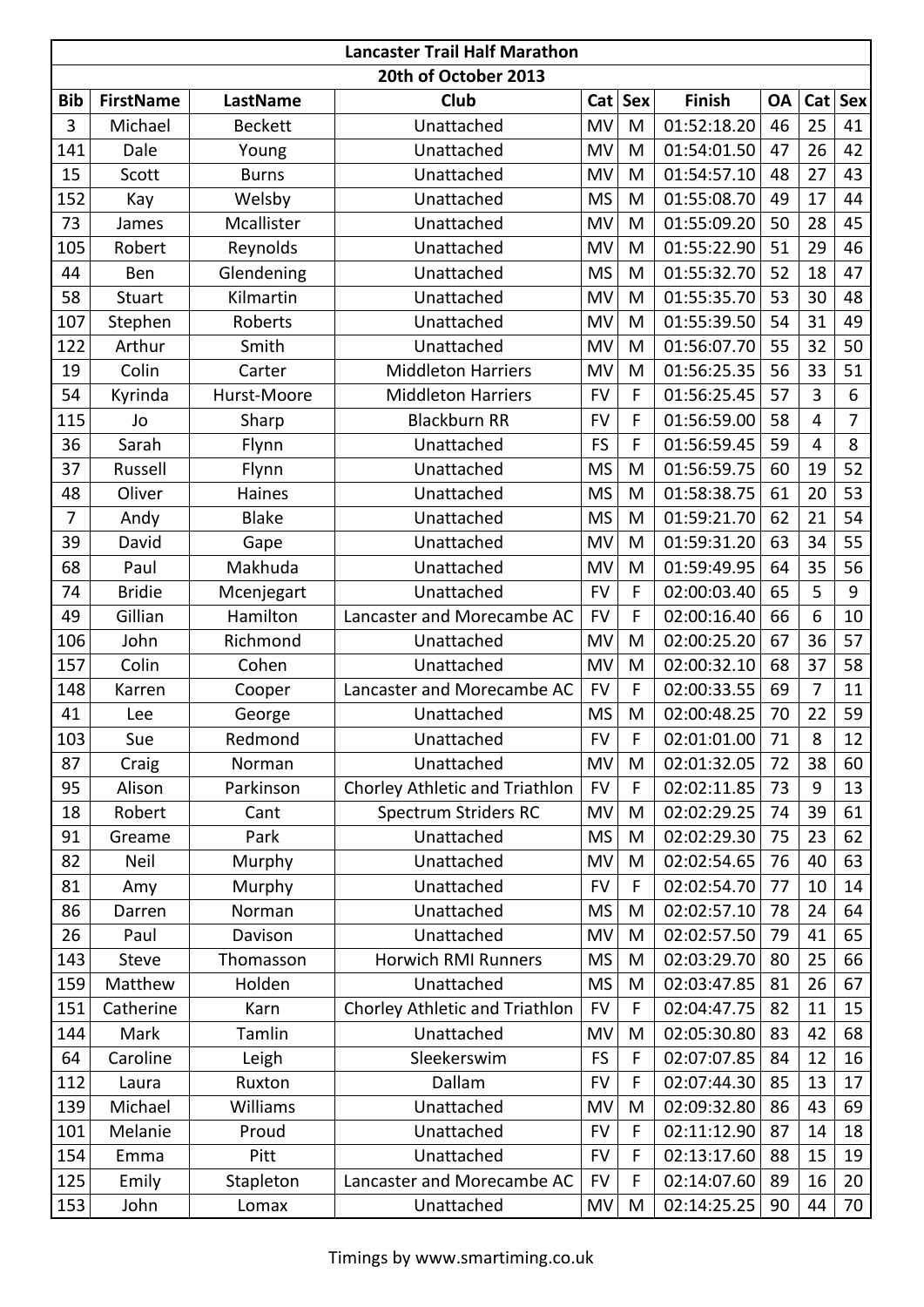| Lancaster Trail Half Marathon | | | | | | | | | |
|---|---|---|---|---|---|---|---|---|---|
| 20th of October 2013 | | | | | | | | | |
| Bib | FirstName | LastName | Club | Cat | Sex | Finish | OA | Cat | Sex |
| 3 | Michael | Beckett | Unattached | MV | M | 01:52:18.20 | 46 | 25 | 41 |
| 141 | Dale | Young | Unattached | MV | M | 01:54:01.50 | 47 | 26 | 42 |
| 15 | Scott | Burns | Unattached | MV | M | 01:54:57.10 | 48 | 27 | 43 |
| 152 | Kay | Welsby | Unattached | MS | M | 01:55:08.70 | 49 | 17 | 44 |
| 73 | James | Mcallister | Unattached | MV | M | 01:55:09.20 | 50 | 28 | 45 |
| 105 | Robert | Reynolds | Unattached | MV | M | 01:55:22.90 | 51 | 29 | 46 |
| 44 | Ben | Glendening | Unattached | MS | M | 01:55:32.70 | 52 | 18 | 47 |
| 58 | Stuart | Kilmartin | Unattached | MV | M | 01:55:35.70 | 53 | 30 | 48 |
| 107 | Stephen | Roberts | Unattached | MV | M | 01:55:39.50 | 54 | 31 | 49 |
| 122 | Arthur | Smith | Unattached | MV | M | 01:56:07.70 | 55 | 32 | 50 |
| 19 | Colin | Carter | Middleton Harriers | MV | M | 01:56:25.35 | 56 | 33 | 51 |
| 54 | Kyrinda | Hurst-Moore | Middleton Harriers | FV | F | 01:56:25.45 | 57 | 3 | 6 |
| 115 | Jo | Sharp | Blackburn RR | FV | F | 01:56:59.00 | 58 | 4 | 7 |
| 36 | Sarah | Flynn | Unattached | FS | F | 01:56:59.45 | 59 | 4 | 8 |
| 37 | Russell | Flynn | Unattached | MS | M | 01:56:59.75 | 60 | 19 | 52 |
| 48 | Oliver | Haines | Unattached | MS | M | 01:58:38.75 | 61 | 20 | 53 |
| 7 | Andy | Blake | Unattached | MS | M | 01:59:21.70 | 62 | 21 | 54 |
| 39 | David | Gape | Unattached | MV | M | 01:59:31.20 | 63 | 34 | 55 |
| 68 | Paul | Makhuda | Unattached | MV | M | 01:59:49.95 | 64 | 35 | 56 |
| 74 | Bridie | Mcenjegart | Unattached | FV | F | 02:00:03.40 | 65 | 5 | 9 |
| 49 | Gillian | Hamilton | Lancaster and Morecambe AC | FV | F | 02:00:16.40 | 66 | 6 | 10 |
| 106 | John | Richmond | Unattached | MV | M | 02:00:25.20 | 67 | 36 | 57 |
| 157 | Colin | Cohen | Unattached | MV | M | 02:00:32.10 | 68 | 37 | 58 |
| 148 | Karren | Cooper | Lancaster and Morecambe AC | FV | F | 02:00:33.55 | 69 | 7 | 11 |
| 41 | Lee | George | Unattached | MS | M | 02:00:48.25 | 70 | 22 | 59 |
| 103 | Sue | Redmond | Unattached | FV | F | 02:01:01.00 | 71 | 8 | 12 |
| 87 | Craig | Norman | Unattached | MV | M | 02:01:32.05 | 72 | 38 | 60 |
| 95 | Alison | Parkinson | Chorley Athletic and Triathlon | FV | F | 02:02:11.85 | 73 | 9 | 13 |
| 18 | Robert | Cant | Spectrum Striders RC | MV | M | 02:02:29.25 | 74 | 39 | 61 |
| 91 | Greame | Park | Unattached | MS | M | 02:02:29.30 | 75 | 23 | 62 |
| 82 | Neil | Murphy | Unattached | MV | M | 02:02:54.65 | 76 | 40 | 63 |
| 81 | Amy | Murphy | Unattached | FV | F | 02:02:54.70 | 77 | 10 | 14 |
| 86 | Darren | Norman | Unattached | MS | M | 02:02:57.10 | 78 | 24 | 64 |
| 26 | Paul | Davison | Unattached | MV | M | 02:02:57.50 | 79 | 41 | 65 |
| 143 | Steve | Thomasson | Horwich RMI Runners | MS | M | 02:03:29.70 | 80 | 25 | 66 |
| 159 | Matthew | Holden | Unattached | MS | M | 02:03:47.85 | 81 | 26 | 67 |
| 151 | Catherine | Karn | Chorley Athletic and Triathlon | FV | F | 02:04:47.75 | 82 | 11 | 15 |
| 144 | Mark | Tamlin | Unattached | MV | M | 02:05:30.80 | 83 | 42 | 68 |
| 64 | Caroline | Leigh | Sleekerswim | FS | F | 02:07:07.85 | 84 | 12 | 16 |
| 112 | Laura | Ruxton | Dallam | FV | F | 02:07:44.30 | 85 | 13 | 17 |
| 139 | Michael | Williams | Unattached | MV | M | 02:09:32.80 | 86 | 43 | 69 |
| 101 | Melanie | Proud | Unattached | FV | F | 02:11:12.90 | 87 | 14 | 18 |
| 154 | Emma | Pitt | Unattached | FV | F | 02:13:17.60 | 88 | 15 | 19 |
| 125 | Emily | Stapleton | Lancaster and Morecambe AC | FV | F | 02:14:07.60 | 89 | 16 | 20 |
| 153 | John | Lomax | Unattached | MV | M | 02:14:25.25 | 90 | 44 | 70 |

Timings by www.smartiming.co.uk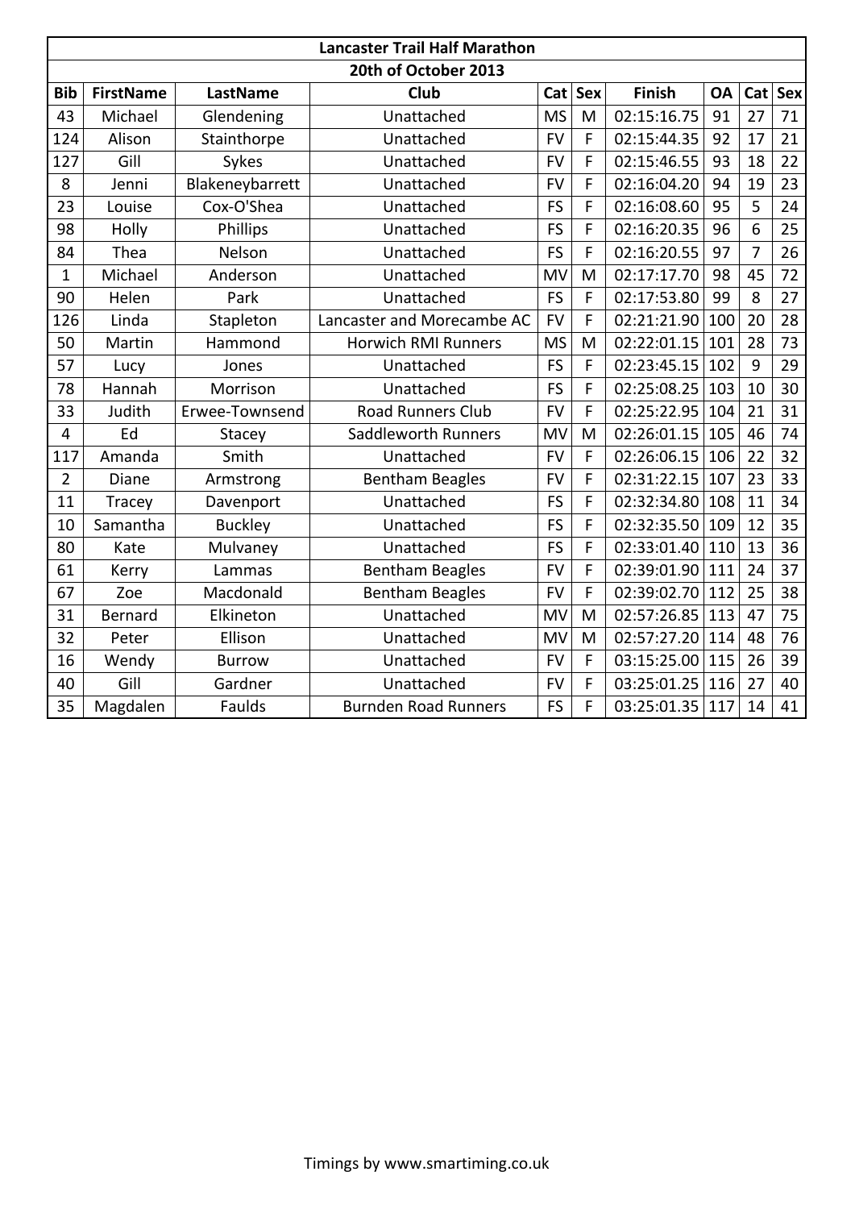| Lancaster Trail Half Marathon | | | | | | | | | |
|---|---|---|---|---|---|---|---|---|---|
| 20th of October 2013 | | | | | | | | | |
| **Bib** | **FirstName** | **LastName** | **Club** | **Cat** | **Sex** | **Finish** | **OA** | **Cat** | **Sex** |
| 43 | Michael | Glendening | Unattached | MS | M | 02:15:16.75 | 91 | 27 | 71 |
| 124 | Alison | Stainthorpe | Unattached | FV | F | 02:15:44.35 | 92 | 17 | 21 |
| 127 | Gill | Sykes | Unattached | FV | F | 02:15:46.55 | 93 | 18 | 22 |
| 8 | Jenni | Blakeneybarrett | Unattached | FV | F | 02:16:04.20 | 94 | 19 | 23 |
| 23 | Louise | Cox-O'Shea | Unattached | FS | F | 02:16:08.60 | 95 | 5 | 24 |
| 98 | Holly | Phillips | Unattached | FS | F | 02:16:20.35 | 96 | 6 | 25 |
| 84 | Thea | Nelson | Unattached | FS | F | 02:16:20.55 | 97 | 7 | 26 |
| 1 | Michael | Anderson | Unattached | MV | M | 02:17:17.70 | 98 | 45 | 72 |
| 90 | Helen | Park | Unattached | FS | F | 02:17:53.80 | 99 | 8 | 27 |
| 126 | Linda | Stapleton | Lancaster and Morecambe AC | FV | F | 02:21:21.90 | 100 | 20 | 28 |
| 50 | Martin | Hammond | Horwich RMI Runners | MS | M | 02:22:01.15 | 101 | 28 | 73 |
| 57 | Lucy | Jones | Unattached | FS | F | 02:23:45.15 | 102 | 9 | 29 |
| 78 | Hannah | Morrison | Unattached | FS | F | 02:25:08.25 | 103 | 10 | 30 |
| 33 | Judith | Erwee-Townsend | Road Runners Club | FV | F | 02:25:22.95 | 104 | 21 | 31 |
| 4 | Ed | Stacey | Saddleworth Runners | MV | M | 02:26:01.15 | 105 | 46 | 74 |
| 117 | Amanda | Smith | Unattached | FV | F | 02:26:06.15 | 106 | 22 | 32 |
| 2 | Diane | Armstrong | Bentham Beagles | FV | F | 02:31:22.15 | 107 | 23 | 33 |
| 11 | Tracey | Davenport | Unattached | FS | F | 02:32:34.80 | 108 | 11 | 34 |
| 10 | Samantha | Buckley | Unattached | FS | F | 02:32:35.50 | 109 | 12 | 35 |
| 80 | Kate | Mulvaney | Unattached | FS | F | 02:33:01.40 | 110 | 13 | 36 |
| 61 | Kerry | Lammas | Bentham Beagles | FV | F | 02:39:01.90 | 111 | 24 | 37 |
| 67 | Zoe | Macdonald | Bentham Beagles | FV | F | 02:39:02.70 | 112 | 25 | 38 |
| 31 | Bernard | Elkineton | Unattached | MV | M | 02:57:26.85 | 113 | 47 | 75 |
| 32 | Peter | Ellison | Unattached | MV | M | 02:57:27.20 | 114 | 48 | 76 |
| 16 | Wendy | Burrow | Unattached | FV | F | 03:15:25.00 | 115 | 26 | 39 |
| 40 | Gill | Gardner | Unattached | FV | F | 03:25:01.25 | 116 | 27 | 40 |
| 35 | Magdalen | Faulds | Burnden Road Runners | FS | F | 03:25:01.35 | 117 | 14 | 41 |

Timings by www.smartiming.co.uk